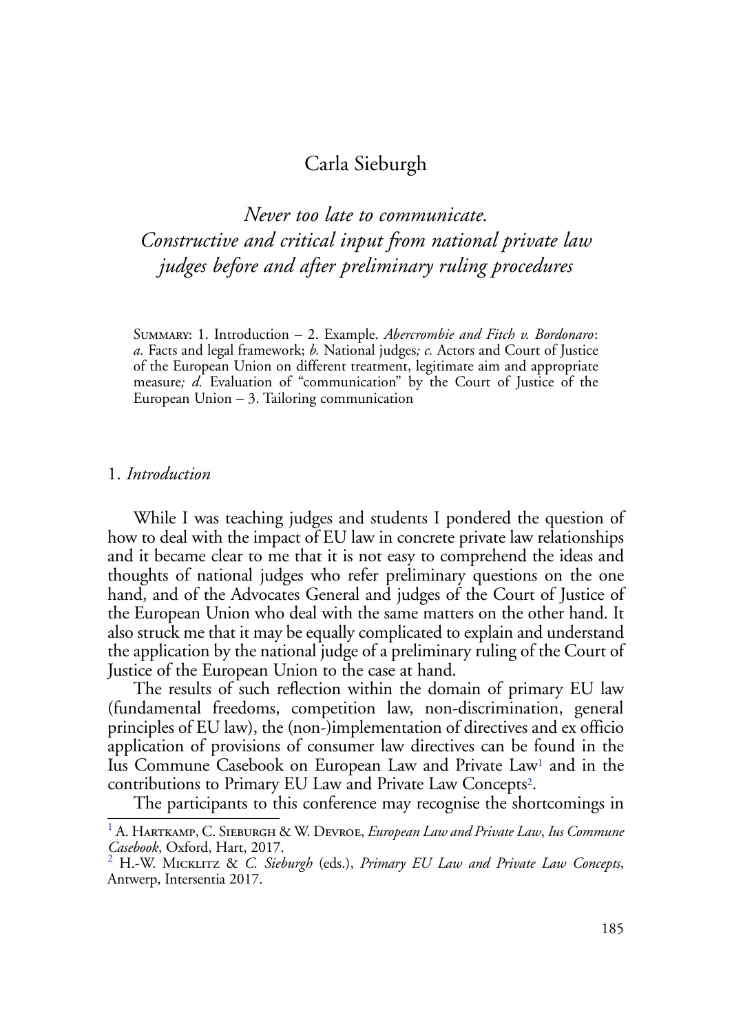# Carla Sieburgh

## *Never too late to communicate. Constructive and critical input from national private law judges before and after preliminary ruling procedures*

Summary: 1. Introduction – 2. Example. *Abercrombie and Fitch v. Bordonaro*: *a.* Facts and legal framework; *b.* National judges*; c.* Actors and Court of Justice of the European Union on different treatment, legitimate aim and appropriate measure*; d.* Evaluation of "communication" by the Court of Justice of the European Union – 3. Tailoring communication

### 1. *Introduction*

While I was teaching judges and students I pondered the question of how to deal with the impact of EU law in concrete private law relationships and it became clear to me that it is not easy to comprehend the ideas and thoughts of national judges who refer preliminary questions on the one hand, and of the Advocates General and judges of the Court of Justice of the European Union who deal with the same matters on the other hand. It also struck me that it may be equally complicated to explain and understand the application by the national judge of a preliminary ruling of the Court of Justice of the European Union to the case at hand.

The results of such reflection within the domain of primary EU law (fundamental freedoms, competition law, non-discrimination, general principles of EU law), the (non-)implementation of directives and ex officio application of provisions of consumer law directives can be found in the Ius Commune Casebook on European Law and Private Law[1] and in the contributions to Primary EU Law and Private Law Concepts[2].

The participants to this conference may recognise the shortcomings in

---

[1] A. Hartkamp, C. Sieburgh & W. Devroe, *European Law and Private Law*, *Ius Commune Casebook*, Oxford, Hart, 2017.

[2] H.-W. Micklitz & *C. Sieburgh* (eds.), *Primary EU Law and Private Law Concepts*, Antwerp, Intersentia 2017.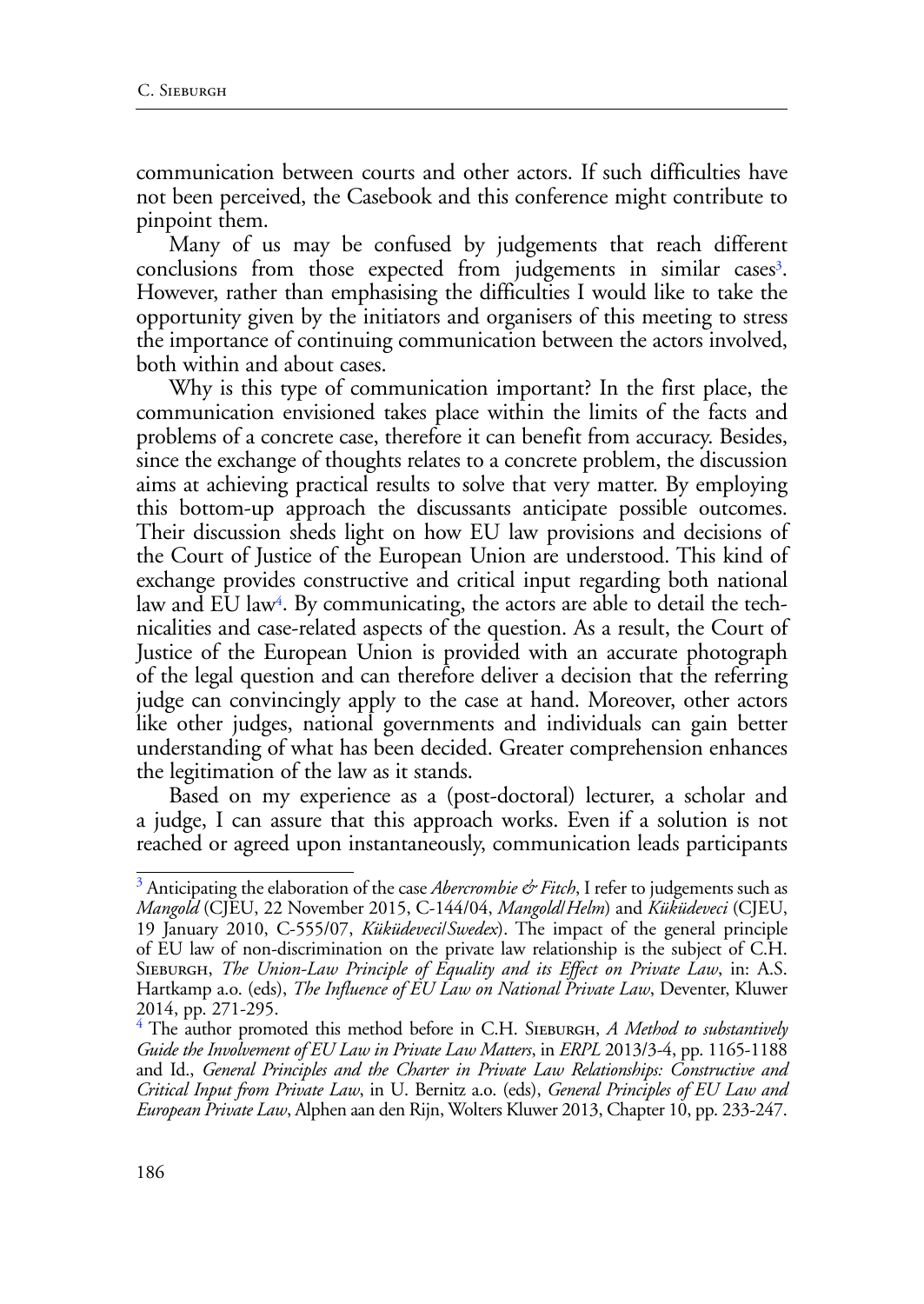communication between courts and other actors. If such difficulties have not been perceived, the Casebook and this conference might contribute to pinpoint them.

Many of us may be confused by judgements that reach different conclusions from those expected from judgements in similar cases[3]. However, rather than emphasising the difficulties I would like to take the opportunity given by the initiators and organisers of this meeting to stress the importance of continuing communication between the actors involved, both within and about cases.

Why is this type of communication important? In the first place, the communication envisioned takes place within the limits of the facts and problems of a concrete case, therefore it can benefit from accuracy. Besides, since the exchange of thoughts relates to a concrete problem, the discussion aims at achieving practical results to solve that very matter. By employing this bottom-up approach the discussants anticipate possible outcomes. Their discussion sheds light on how EU law provisions and decisions of the Court of Justice of the European Union are understood. This kind of exchange provides constructive and critical input regarding both national law and EU law[4]. By communicating, the actors are able to detail the technicalities and case-related aspects of the question. As a result, the Court of Justice of the European Union is provided with an accurate photograph of the legal question and can therefore deliver a decision that the referring judge can convincingly apply to the case at hand. Moreover, other actors like other judges, national governments and individuals can gain better understanding of what has been decided. Greater comprehension enhances the legitimation of the law as it stands.

Based on my experience as a (post-doctoral) lecturer, a scholar and a judge, I can assure that this approach works. Even if a solution is not reached or agreed upon instantaneously, communication leads participants

---

[3] Anticipating the elaboration of the case *Abercrombie & Fitch*, I refer to judgements such as *Mangold* (CJEU, 22 November 2015, C-144/04, *Mangold/Helm*) and *Kücükdeveci* (CJEU, 19 January 2010, C-555/07, *Kücükdeveci/Swedex*). The impact of the general principle of EU law of non-discrimination on the private law relationship is the subject of C.H. Sieburgh, *The Union-Law Principle of Equality and its Effect on Private Law*, in: A.S. Hartkamp a.o. (eds), *The Influence of EU Law on National Private Law*, Deventer, Kluwer 2014, pp. 271-295.

[4] The author promoted this method before in C.H. Sieburgh, *A Method to substantively Guide the Involvement of EU Law in Private Law Matters*, in *ERPL* 2013/3-4, pp. 1165-1188 and Id., *General Principles and the Charter in Private Law Relationships: Constructive and Critical Input from Private Law*, in U. Bernitz a.o. (eds), *General Principles of EU Law and European Private Law*, Alphen aan den Rijn, Wolters Kluwer 2013, Chapter 10, pp. 233-247.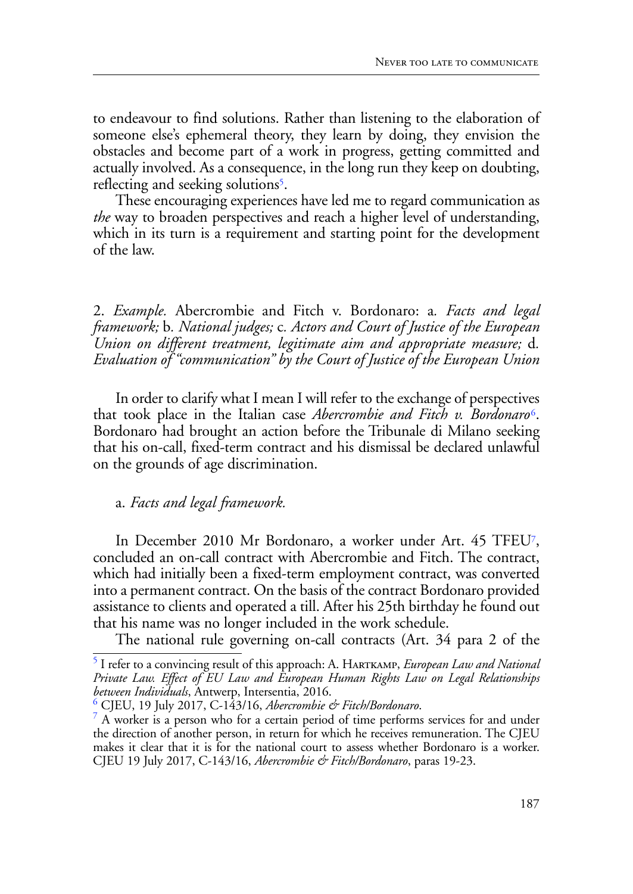to endeavour to find solutions. Rather than listening to the elaboration of someone else's ephemeral theory, they learn by doing, they envision the obstacles and become part of a work in progress, getting committed and actually involved. As a consequence, in the long run they keep on doubting, reflecting and seeking solutions[5].

These encouraging experiences have led me to regard communication as *the* way to broaden perspectives and reach a higher level of understanding, which in its turn is a requirement and starting point for the development of the law.

## 2. *Example.* Abercrombie and Fitch v. Bordonaro: a. *Facts and legal framework;* b. *National judges;* c. *Actors and Court of Justice of the European Union on different treatment, legitimate aim and appropriate measure;* d. *Evaluation of "communication" by the Court of Justice of the European Union*

In order to clarify what I mean I will refer to the exchange of perspectives that took place in the Italian case *Abercrombie and Fitch v. Bordonaro*[6]. Bordonaro had brought an action before the Tribunale di Milano seeking that his on-call, fixed-term contract and his dismissal be declared unlawful on the grounds of age discrimination.

### a. *Facts and legal framework.*

In December 2010 Mr Bordonaro, a worker under Art. 45 TFEU[7], concluded an on-call contract with Abercrombie and Fitch. The contract, which had initially been a fixed-term employment contract, was converted into a permanent contract. On the basis of the contract Bordonaro provided assistance to clients and operated a till. After his 25th birthday he found out that his name was no longer included in the work schedule.

The national rule governing on-call contracts (Art. 34 para 2 of the

---

[5] I refer to a convincing result of this approach: A. Hartkamp, *European Law and National Private Law. Effect of EU Law and European Human Rights Law on Legal Relationships between Individuals*, Antwerp, Intersentia, 2016.

[6] CJEU, 19 July 2017, C-143/16, *Abercrombie & Fitch/Bordonaro*.

[7] A worker is a person who for a certain period of time performs services for and under the direction of another person, in return for which he receives remuneration. The CJEU makes it clear that it is for the national court to assess whether Bordonaro is a worker. CJEU 19 July 2017, C-143/16, *Abercrombie & Fitch/Bordonaro*, paras 19-23.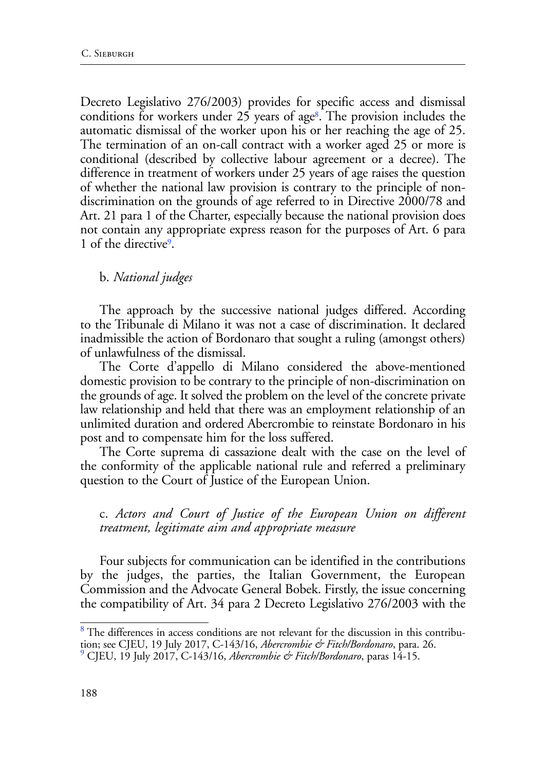Decreto Legislativo 276/2003) provides for specific access and dismissal conditions for workers under 25 years of age[8]. The provision includes the automatic dismissal of the worker upon his or her reaching the age of 25. The termination of an on-call contract with a worker aged 25 or more is conditional (described by collective labour agreement or a decree). The difference in treatment of workers under 25 years of age raises the question of whether the national law provision is contrary to the principle of non-discrimination on the grounds of age referred to in Directive 2000/78 and Art. 21 para 1 of the Charter, especially because the national provision does not contain any appropriate express reason for the purposes of Art. 6 para 1 of the directive[9].

b. *National judges*

The approach by the successive national judges differed. According to the Tribunale di Milano it was not a case of discrimination. It declared inadmissible the action of Bordonaro that sought a ruling (amongst others) of unlawfulness of the dismissal.

The Corte d'appello di Milano considered the above-mentioned domestic provision to be contrary to the principle of non-discrimination on the grounds of age. It solved the problem on the level of the concrete private law relationship and held that there was an employment relationship of an unlimited duration and ordered Abercrombie to reinstate Bordonaro in his post and to compensate him for the loss suffered.

The Corte suprema di cassazione dealt with the case on the level of the conformity of the applicable national rule and referred a preliminary question to the Court of Justice of the European Union.

c. *Actors and Court of Justice of the European Union on different treatment, legitimate aim and appropriate measure*

Four subjects for communication can be identified in the contributions by the judges, the parties, the Italian Government, the European Commission and the Advocate General Bobek. Firstly, the issue concerning the compatibility of Art. 34 para 2 Decreto Legislativo 276/2003 with the

[8] The differences in access conditions are not relevant for the discussion in this contribution; see CJEU, 19 July 2017, C-143/16, *Abercrombie & Fitch/Bordonaro*, para. 26.

[9] CJEU, 19 July 2017, C-143/16, *Abercrombie & Fitch/Bordonaro*, paras 14-15.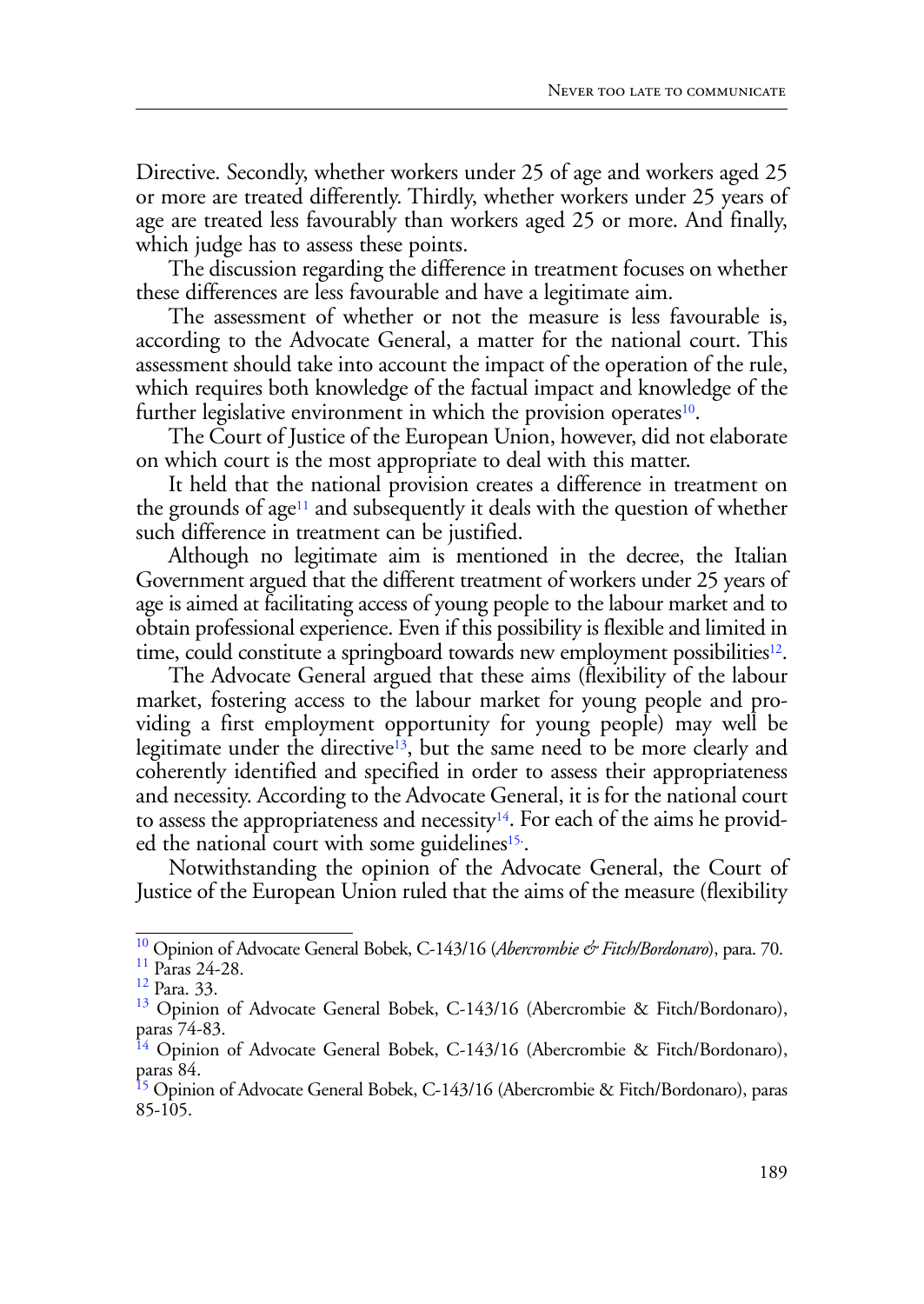Directive. Secondly, whether workers under 25 of age and workers aged 25 or more are treated differently. Thirdly, whether workers under 25 years of age are treated less favourably than workers aged 25 or more. And finally, which judge has to assess these points.

The discussion regarding the difference in treatment focuses on whether these differences are less favourable and have a legitimate aim.

The assessment of whether or not the measure is less favourable is, according to the Advocate General, a matter for the national court. This assessment should take into account the impact of the operation of the rule, which requires both knowledge of the factual impact and knowledge of the further legislative environment in which the provision operates[10].

The Court of Justice of the European Union, however, did not elaborate on which court is the most appropriate to deal with this matter.

It held that the national provision creates a difference in treatment on the grounds of age[11] and subsequently it deals with the question of whether such difference in treatment can be justified.

Although no legitimate aim is mentioned in the decree, the Italian Government argued that the different treatment of workers under 25 years of age is aimed at facilitating access of young people to the labour market and to obtain professional experience. Even if this possibility is flexible and limited in time, could constitute a springboard towards new employment possibilities[12].

The Advocate General argued that these aims (flexibility of the labour market, fostering access to the labour market for young people and providing a first employment opportunity for young people) may well be legitimate under the directive[13], but the same need to be more clearly and coherently identified and specified in order to assess their appropriateness and necessity. According to the Advocate General, it is for the national court to assess the appropriateness and necessity[14]. For each of the aims he provided the national court with some guidelines[15].

Notwithstanding the opinion of the Advocate General, the Court of Justice of the European Union ruled that the aims of the measure (flexibility

---

[10] Opinion of Advocate General Bobek, C-143/16 (*Abercrombie & Fitch/Bordonaro*), para. 70.

[11] Paras 24-28.

[12] Para. 33.

[13] Opinion of Advocate General Bobek, C-143/16 (Abercrombie & Fitch/Bordonaro), paras 74-83.

[14] Opinion of Advocate General Bobek, C-143/16 (Abercrombie & Fitch/Bordonaro), paras 84.

[15] Opinion of Advocate General Bobek, C-143/16 (Abercrombie & Fitch/Bordonaro), paras 85-105.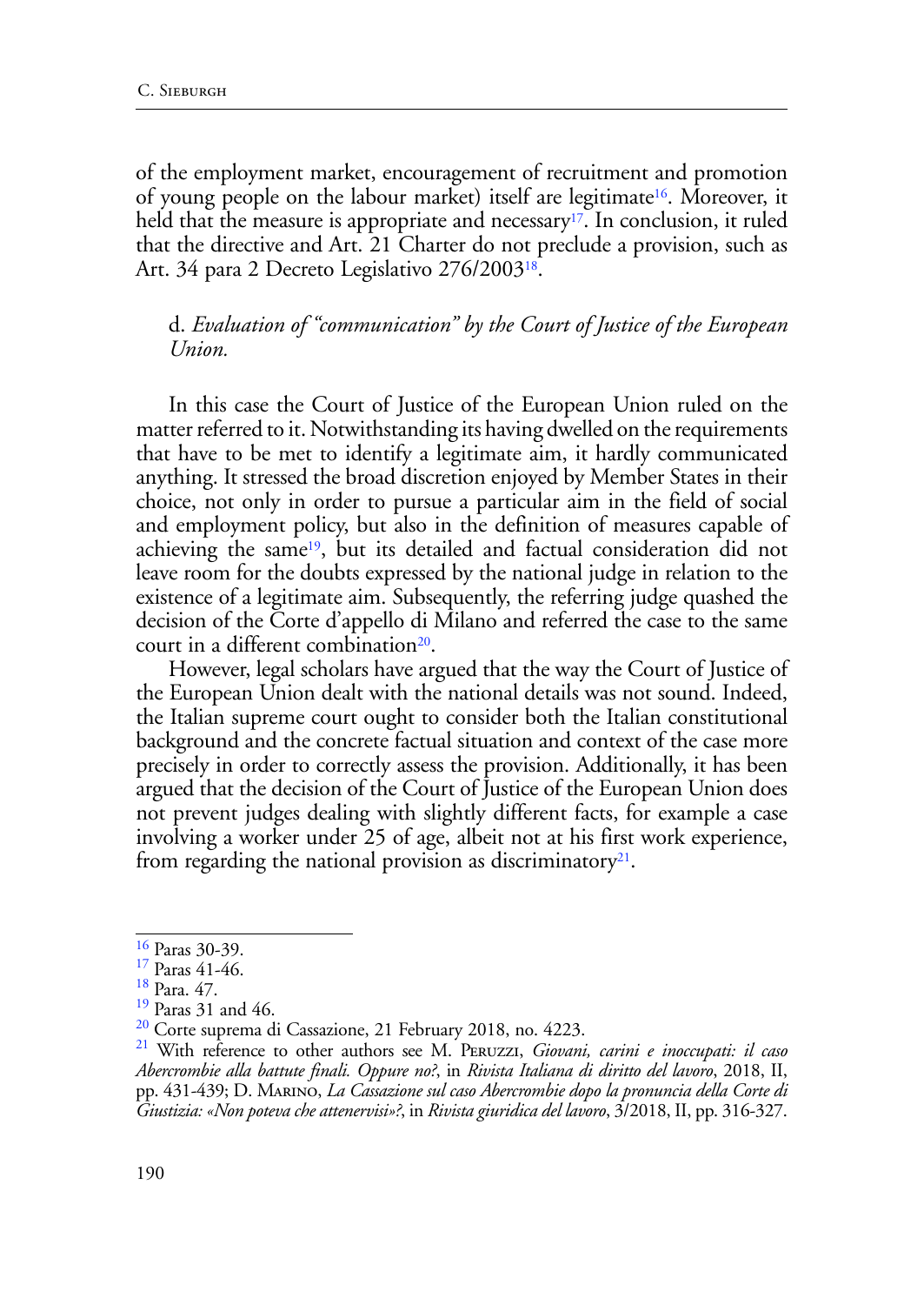of the employment market, encouragement of recruitment and promotion of young people on the labour market) itself are legitimate[16]. Moreover, it held that the measure is appropriate and necessary[17]. In conclusion, it ruled that the directive and Art. 21 Charter do not preclude a provision, such as Art. 34 para 2 Decreto Legislativo 276/2003[18].

### d. *Evaluation of "communication" by the Court of Justice of the European Union.*

In this case the Court of Justice of the European Union ruled on the matter referred to it. Notwithstanding its having dwelled on the requirements that have to be met to identify a legitimate aim, it hardly communicated anything. It stressed the broad discretion enjoyed by Member States in their choice, not only in order to pursue a particular aim in the field of social and employment policy, but also in the definition of measures capable of achieving the same[19], but its detailed and factual consideration did not leave room for the doubts expressed by the national judge in relation to the existence of a legitimate aim. Subsequently, the referring judge quashed the decision of the Corte d'appello di Milano and referred the case to the same court in a different combination[20].

However, legal scholars have argued that the way the Court of Justice of the European Union dealt with the national details was not sound. Indeed, the Italian supreme court ought to consider both the Italian constitutional background and the concrete factual situation and context of the case more precisely in order to correctly assess the provision. Additionally, it has been argued that the decision of the Court of Justice of the European Union does not prevent judges dealing with slightly different facts, for example a case involving a worker under 25 of age, albeit not at his first work experience, from regarding the national provision as discriminatory[21].

---

[16] Paras 30-39.

[17] Paras 41-46.

[18] Para. 47.

[19] Paras 31 and 46.

[20] Corte suprema di Cassazione, 21 February 2018, no. 4223.

[21] With reference to other authors see M. Peruzzi, *Giovani, carini e inoccupati: il caso Abercrombie alla battute finali. Oppure no?*, in *Rivista Italiana di diritto del lavoro*, 2018, II, pp. 431-439; D. Marino, *La Cassazione sul caso Abercrombie dopo la pronuncia della Corte di Giustizia: «Non poteva che attenervisi»?*, in *Rivista giuridica del lavoro*, 3/2018, II, pp. 316-327.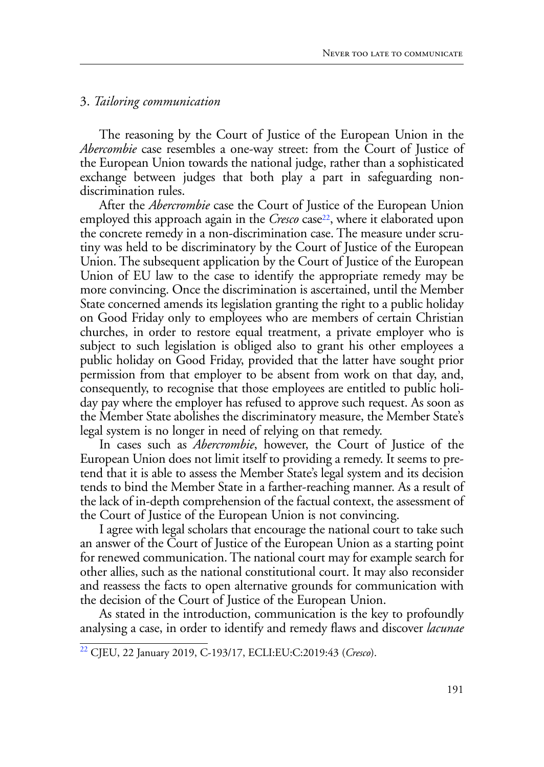### 3. *Tailoring communication*

The reasoning by the Court of Justice of the European Union in the *Abercombie* case resembles a one-way street: from the Court of Justice of the European Union towards the national judge, rather than a sophisticated exchange between judges that both play a part in safeguarding non-discrimination rules.

After the *Abercrombie* case the Court of Justice of the European Union employed this approach again in the *Cresco* case[22], where it elaborated upon the concrete remedy in a non-discrimination case. The measure under scrutiny was held to be discriminatory by the Court of Justice of the European Union. The subsequent application by the Court of Justice of the European Union of EU law to the case to identify the appropriate remedy may be more convincing. Once the discrimination is ascertained, until the Member State concerned amends its legislation granting the right to a public holiday on Good Friday only to employees who are members of certain Christian churches, in order to restore equal treatment, a private employer who is subject to such legislation is obliged also to grant his other employees a public holiday on Good Friday, provided that the latter have sought prior permission from that employer to be absent from work on that day, and, consequently, to recognise that those employees are entitled to public holiday pay where the employer has refused to approve such request. As soon as the Member State abolishes the discriminatory measure, the Member State's legal system is no longer in need of relying on that remedy.

In cases such as *Abercrombie*, however, the Court of Justice of the European Union does not limit itself to providing a remedy. It seems to pretend that it is able to assess the Member State's legal system and its decision tends to bind the Member State in a farther-reaching manner. As a result of the lack of in-depth comprehension of the factual context, the assessment of the Court of Justice of the European Union is not convincing.

I agree with legal scholars that encourage the national court to take such an answer of the Court of Justice of the European Union as a starting point for renewed communication. The national court may for example search for other allies, such as the national constitutional court. It may also reconsider and reassess the facts to open alternative grounds for communication with the decision of the Court of Justice of the European Union.

As stated in the introduction, communication is the key to profoundly analysing a case, in order to identify and remedy flaws and discover *lacunae*

---

[22] CJEU, 22 January 2019, C-193/17, ECLI:EU:C:2019:43 (*Cresco*).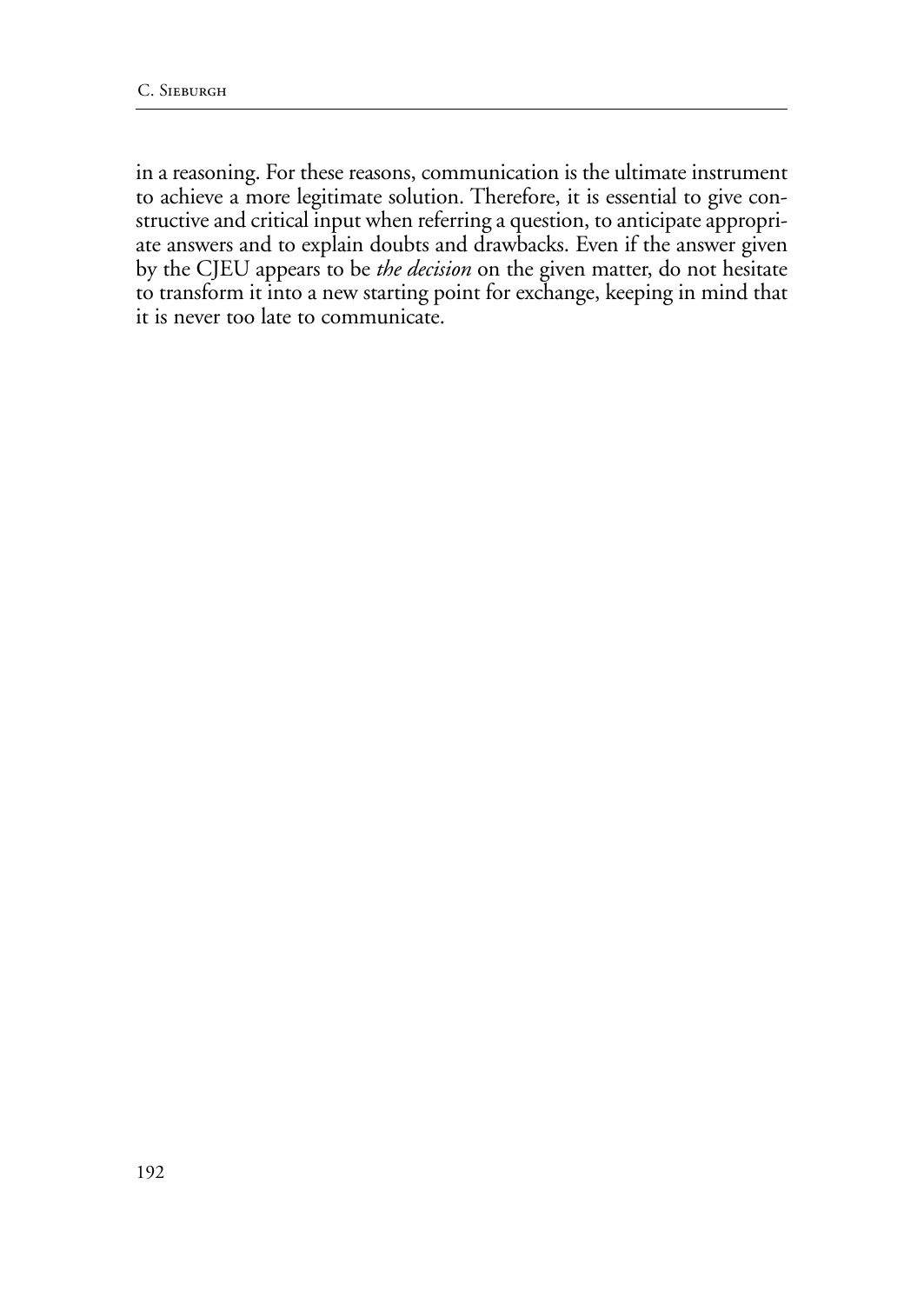in a reasoning. For these reasons, communication is the ultimate instrument to achieve a more legitimate solution. Therefore, it is essential to give constructive and critical input when referring a question, to anticipate appropriate answers and to explain doubts and drawbacks. Even if the answer given by the CJEU appears to be *the decision* on the given matter, do not hesitate to transform it into a new starting point for exchange, keeping in mind that it is never too late to communicate.